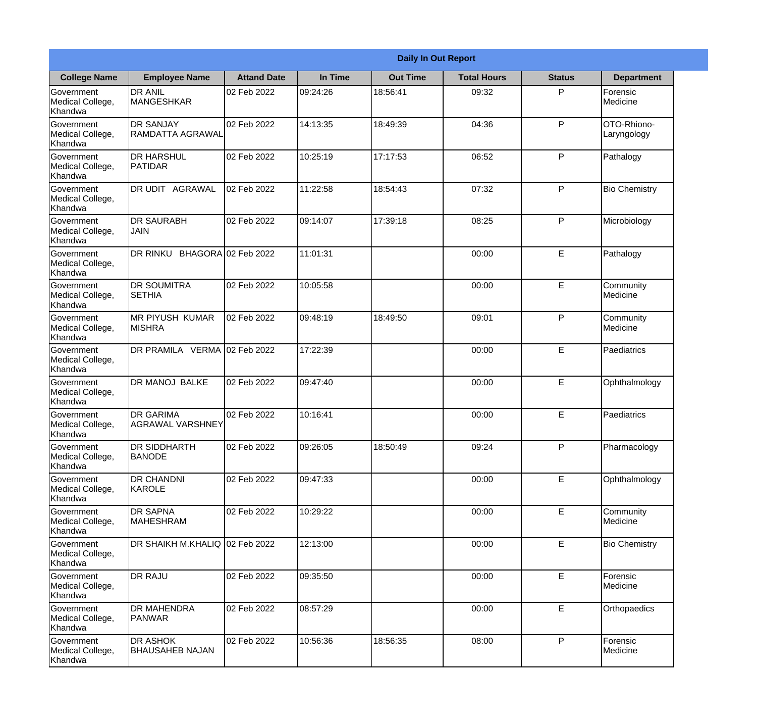**Daily In Out Report**

| College Name | Employee Name | Attand Date | In Time | Out Time | Total Hours | Status | Department |
|---|---|---|---|---|---|---|---|
| Government Medical College, Khandwa | DR ANIL MANGESHKAR | 02 Feb 2022 | 09:24:26 | 18:56:41 | 09:32 | P | Forensic Medicine |
| Government Medical College, Khandwa | DR SANJAY RAMDATTA AGRAWAL | 02 Feb 2022 | 14:13:35 | 18:49:39 | 04:36 | P | OTO-Rhiono-Laryngology |
| Government Medical College, Khandwa | DR HARSHUL PATIDAR | 02 Feb 2022 | 10:25:19 | 17:17:53 | 06:52 | P | Pathalogy |
| Government Medical College, Khandwa | DR UDIT AGRAWAL | 02 Feb 2022 | 11:22:58 | 18:54:43 | 07:32 | P | Bio Chemistry |
| Government Medical College, Khandwa | DR SAURABH JAIN | 02 Feb 2022 | 09:14:07 | 17:39:18 | 08:25 | P | Microbiology |
| Government Medical College, Khandwa | DR RINKU BHAGORA | 02 Feb 2022 | 11:01:31 | | 00:00 | E | Pathalogy |
| Government Medical College, Khandwa | DR SOUMITRA SETHIA | 02 Feb 2022 | 10:05:58 | | 00:00 | E | Community Medicine |
| Government Medical College, Khandwa | MR PIYUSH KUMAR MISHRA | 02 Feb 2022 | 09:48:19 | 18:49:50 | 09:01 | P | Community Medicine |
| Government Medical College, Khandwa | DR PRAMILA VERMA | 02 Feb 2022 | 17:22:39 | | 00:00 | E | Paediatrics |
| Government Medical College, Khandwa | DR MANOJ BALKE | 02 Feb 2022 | 09:47:40 | | 00:00 | E | Ophthalmology |
| Government Medical College, Khandwa | DR GARIMA AGRAWAL VARSHNEY | 02 Feb 2022 | 10:16:41 | | 00:00 | E | Paediatrics |
| Government Medical College, Khandwa | DR SIDDHARTH BANODE | 02 Feb 2022 | 09:26:05 | 18:50:49 | 09:24 | P | Pharmacology |
| Government Medical College, Khandwa | DR CHANDNI KAROLE | 02 Feb 2022 | 09:47:33 | | 00:00 | E | Ophthalmology |
| Government Medical College, Khandwa | DR SAPNA MAHESHRAM | 02 Feb 2022 | 10:29:22 | | 00:00 | E | Community Medicine |
| Government Medical College, Khandwa | DR SHAIKH M.KHALIQ | 02 Feb 2022 | 12:13:00 | | 00:00 | E | Bio Chemistry |
| Government Medical College, Khandwa | DR RAJU | 02 Feb 2022 | 09:35:50 | | 00:00 | E | Forensic Medicine |
| Government Medical College, Khandwa | DR MAHENDRA PANWAR | 02 Feb 2022 | 08:57:29 | | 00:00 | E | Orthopaedics |
| Government Medical College, Khandwa | DR ASHOK BHAUSAHEB NAJAN | 02 Feb 2022 | 10:56:36 | 18:56:35 | 08:00 | P | Forensic Medicine |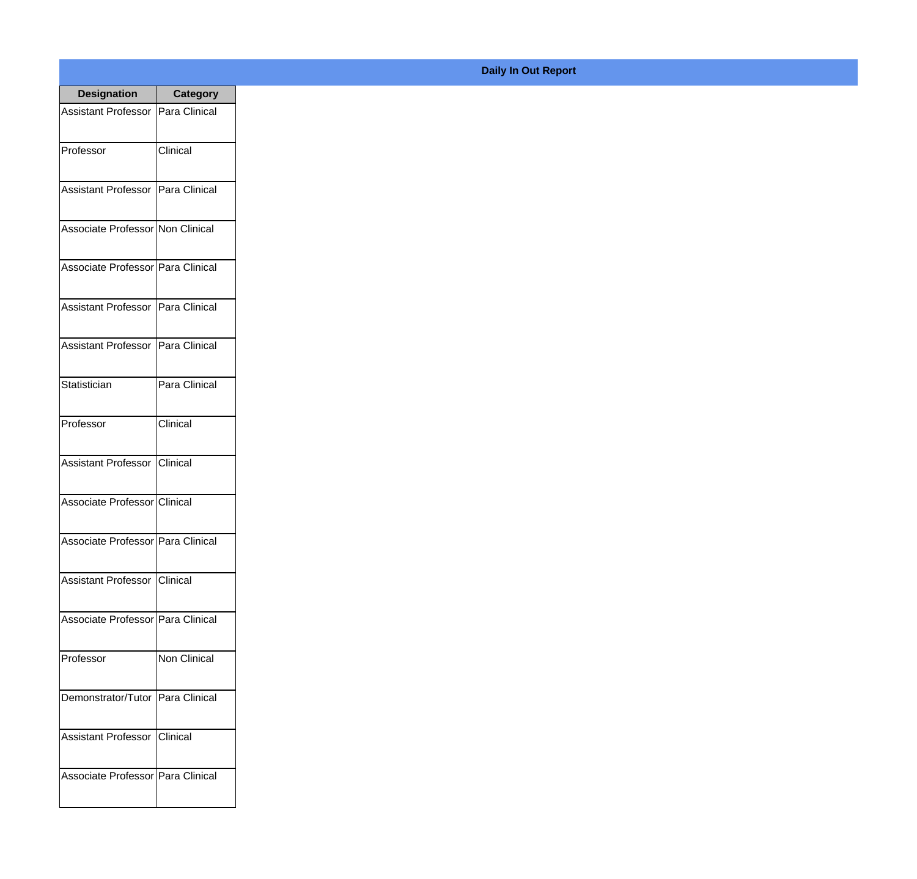## Daily In Out Report

| Designation | Category |
| --- | --- |
| Assistant Professor | Para Clinical |
| Professor | Clinical |
| Assistant Professor | Para Clinical |
| Associate Professor | Non Clinical |
| Associate Professor | Para Clinical |
| Assistant Professor | Para Clinical |
| Assistant Professor | Para Clinical |
| Statistician | Para Clinical |
| Professor | Clinical |
| Assistant Professor | Clinical |
| Associate Professor | Clinical |
| Associate Professor | Para Clinical |
| Assistant Professor | Clinical |
| Associate Professor | Para Clinical |
| Professor | Non Clinical |
| Demonstrator/Tutor | Para Clinical |
| Assistant Professor | Clinical |
| Associate Professor | Para Clinical |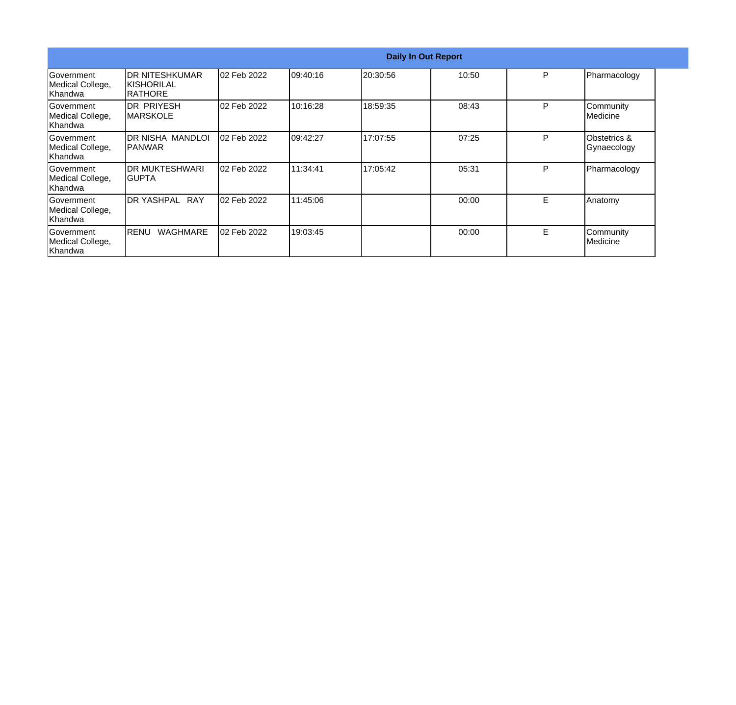| Daily In Out Report | | | | | | | |
|---|---|---|---|---|---|---|---|
| Government Medical College, Khandwa | DR NITESHKUMAR KISHORILAL RATHORE | 02 Feb 2022 | 09:40:16 | 20:30:56 | 10:50 | P | Pharmacology |
| Government Medical College, Khandwa | DR PRIYESH MARSKOLE | 02 Feb 2022 | 10:16:28 | 18:59:35 | 08:43 | P | Community Medicine |
| Government Medical College, Khandwa | DR NISHA MANDLOI PANWAR | 02 Feb 2022 | 09:42:27 | 17:07:55 | 07:25 | P | Obstetrics & Gynaecology |
| Government Medical College, Khandwa | DR MUKTESHWARI GUPTA | 02 Feb 2022 | 11:34:41 | 17:05:42 | 05:31 | P | Pharmacology |
| Government Medical College, Khandwa | DR YASHPAL RAY | 02 Feb 2022 | 11:45:06 | | 00:00 | E | Anatomy |
| Government Medical College, Khandwa | RENU WAGHMARE | 02 Feb 2022 | 19:03:45 | | 00:00 | E | Community Medicine |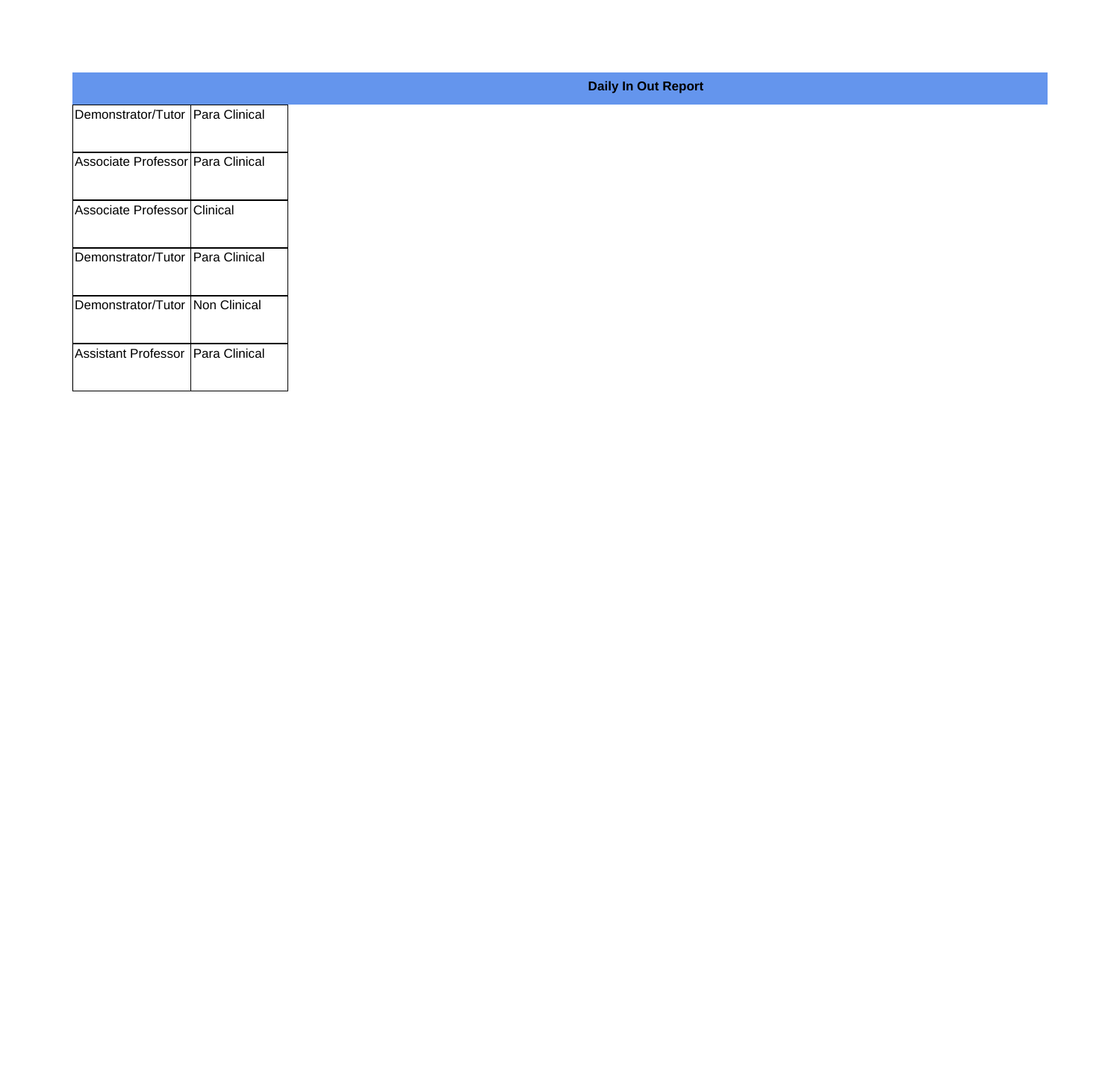**Daily In Out Report**

| | |
|---|---|
| Demonstrator/Tutor | Para Clinical |
| Associate Professor | Para Clinical |
| Associate Professor | Clinical |
| Demonstrator/Tutor | Para Clinical |
| Demonstrator/Tutor | Non Clinical |
| Assistant Professor | Para Clinical |